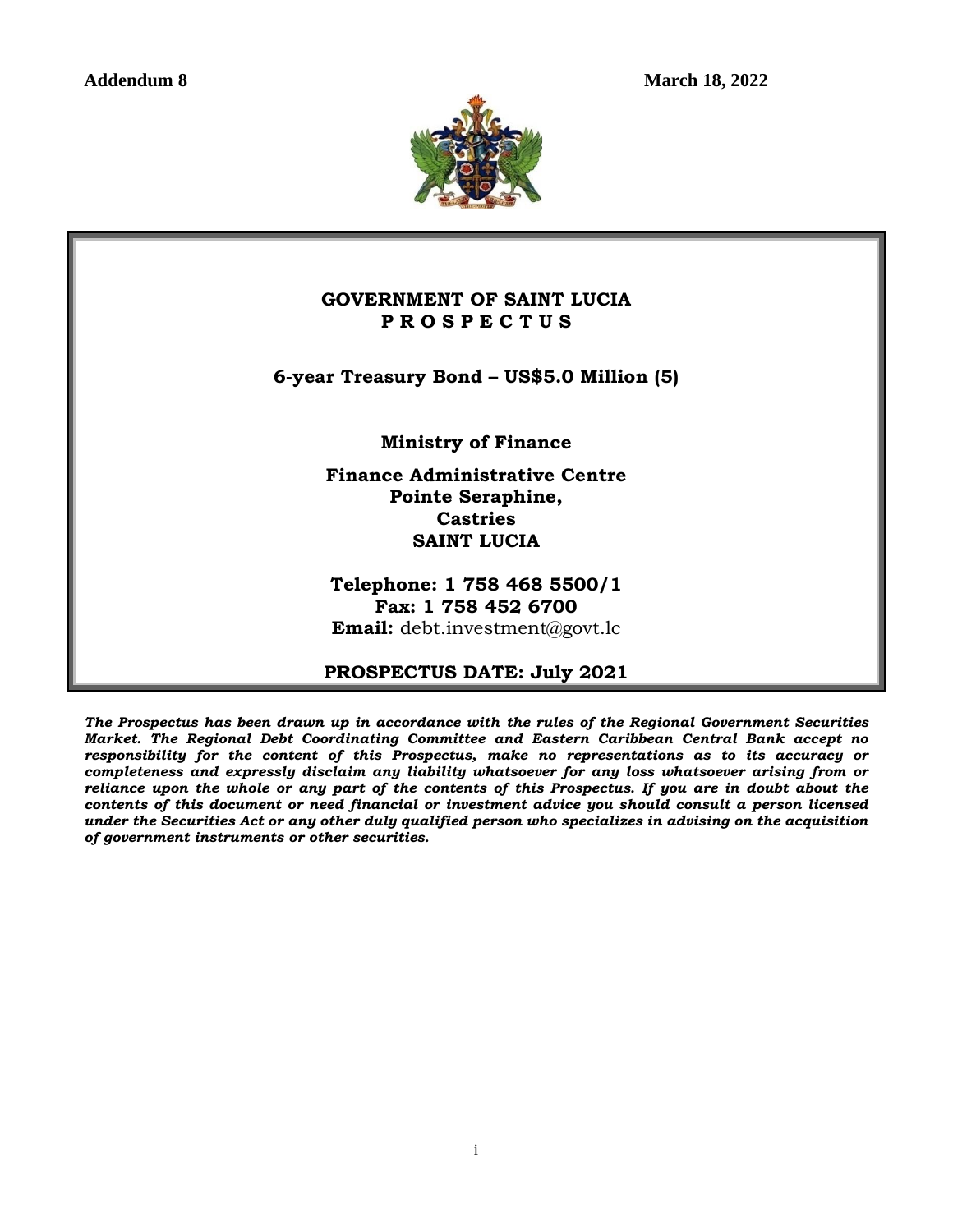**Addendum 8** **March 18, 2022**

# GOVERNMENT OF SAINT LUCIA
# P R O S P E C T U S

## 6-year Treasury Bond – US$5.0 Million (5)

**Ministry of Finance**

**Finance Administrative Centre**
**Pointe Seraphine,**
**Castries**
**SAINT LUCIA**

**Telephone: 1 758 468 5500/1**
**Fax: 1 758 452 6700**
**Email:** debt.investment@govt.lc

**PROSPECTUS DATE: July 2021**

***The Prospectus has been drawn up in accordance with the rules of the Regional Government Securities Market. The Regional Debt Coordinating Committee and Eastern Caribbean Central Bank accept no responsibility for the content of this Prospectus, make no representations as to its accuracy or completeness and expressly disclaim any liability whatsoever for any loss whatsoever arising from or reliance upon the whole or any part of the contents of this Prospectus. If you are in doubt about the contents of this document or need financial or investment advice you should consult a person licensed under the Securities Act or any other duly qualified person who specializes in advising on the acquisition of government instruments or other securities.***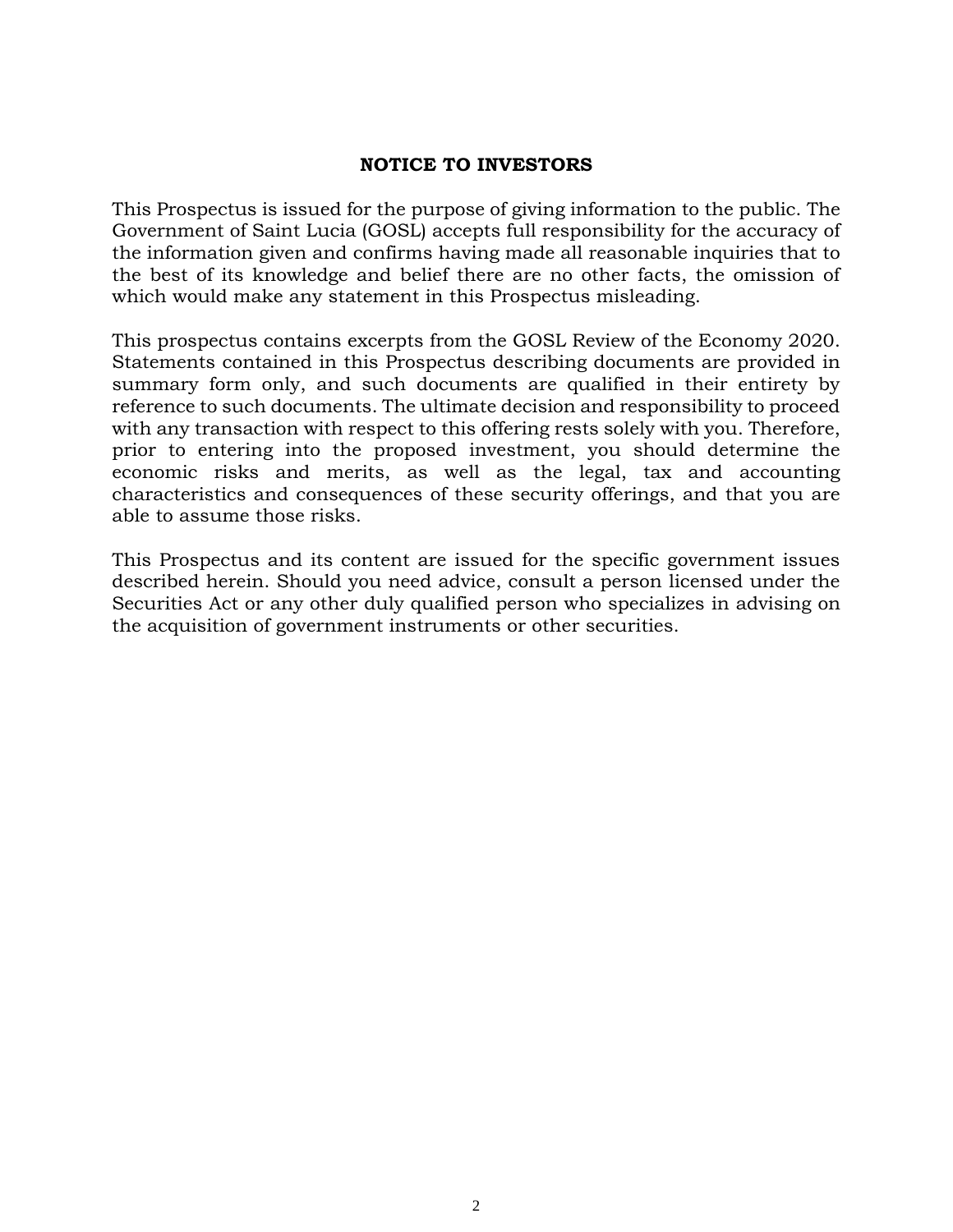## NOTICE TO INVESTORS

This Prospectus is issued for the purpose of giving information to the public. The Government of Saint Lucia (GOSL) accepts full responsibility for the accuracy of the information given and confirms having made all reasonable inquiries that to the best of its knowledge and belief there are no other facts, the omission of which would make any statement in this Prospectus misleading.

This prospectus contains excerpts from the GOSL Review of the Economy 2020. Statements contained in this Prospectus describing documents are provided in summary form only, and such documents are qualified in their entirety by reference to such documents. The ultimate decision and responsibility to proceed with any transaction with respect to this offering rests solely with you. Therefore, prior to entering into the proposed investment, you should determine the economic risks and merits, as well as the legal, tax and accounting characteristics and consequences of these security offerings, and that you are able to assume those risks.

This Prospectus and its content are issued for the specific government issues described herein. Should you need advice, consult a person licensed under the Securities Act or any other duly qualified person who specializes in advising on the acquisition of government instruments or other securities.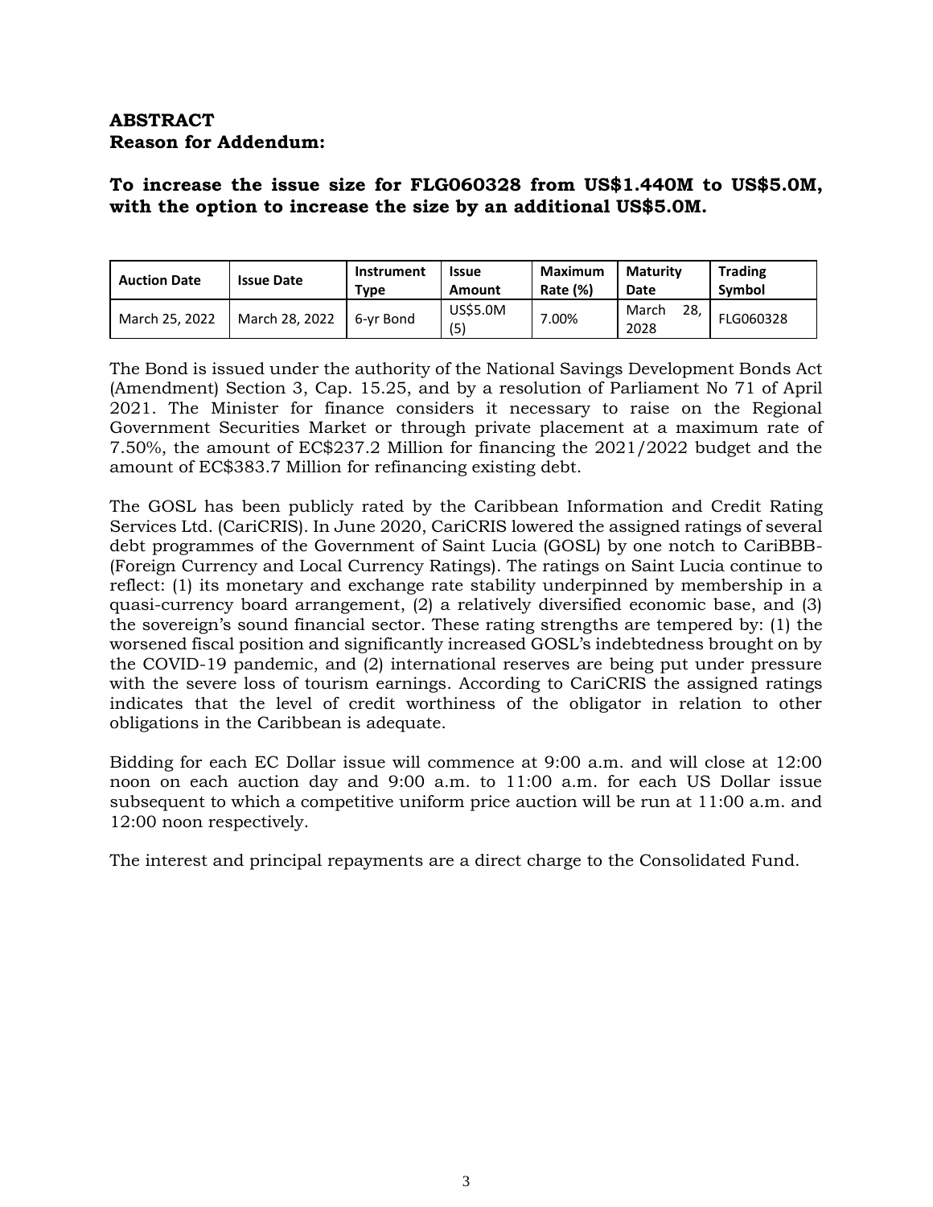**ABSTRACT**
**Reason for Addendum:**

**To increase the issue size for FLG060328 from US$1.440M to US$5.0M, with the option to increase the size by an additional US$5.0M.**

| Auction Date | Issue Date | Instrument Type | Issue Amount | Maximum Rate (%) | Maturity Date | Trading Symbol |
|---|---|---|---|---|---|---|
| March 25, 2022 | March 28, 2022 | 6-yr Bond | US$5.0M (5) | 7.00% | March 28, 2028 | FLG060328 |

The Bond is issued under the authority of the National Savings Development Bonds Act (Amendment) Section 3, Cap. 15.25, and by a resolution of Parliament No 71 of April 2021. The Minister for finance considers it necessary to raise on the Regional Government Securities Market or through private placement at a maximum rate of 7.50%, the amount of EC$237.2 Million for financing the 2021/2022 budget and the amount of EC$383.7 Million for refinancing existing debt.

The GOSL has been publicly rated by the Caribbean Information and Credit Rating Services Ltd. (CariCRIS). In June 2020, CariCRIS lowered the assigned ratings of several debt programmes of the Government of Saint Lucia (GOSL) by one notch to CariBBB- (Foreign Currency and Local Currency Ratings). The ratings on Saint Lucia continue to reflect: (1) its monetary and exchange rate stability underpinned by membership in a quasi-currency board arrangement, (2) a relatively diversified economic base, and (3) the sovereign's sound financial sector. These rating strengths are tempered by: (1) the worsened fiscal position and significantly increased GOSL's indebtedness brought on by the COVID-19 pandemic, and (2) international reserves are being put under pressure with the severe loss of tourism earnings. According to CariCRIS the assigned ratings indicates that the level of credit worthiness of the obligator in relation to other obligations in the Caribbean is adequate.

Bidding for each EC Dollar issue will commence at 9:00 a.m. and will close at 12:00 noon on each auction day and 9:00 a.m. to 11:00 a.m. for each US Dollar issue subsequent to which a competitive uniform price auction will be run at 11:00 a.m. and 12:00 noon respectively.

The interest and principal repayments are a direct charge to the Consolidated Fund.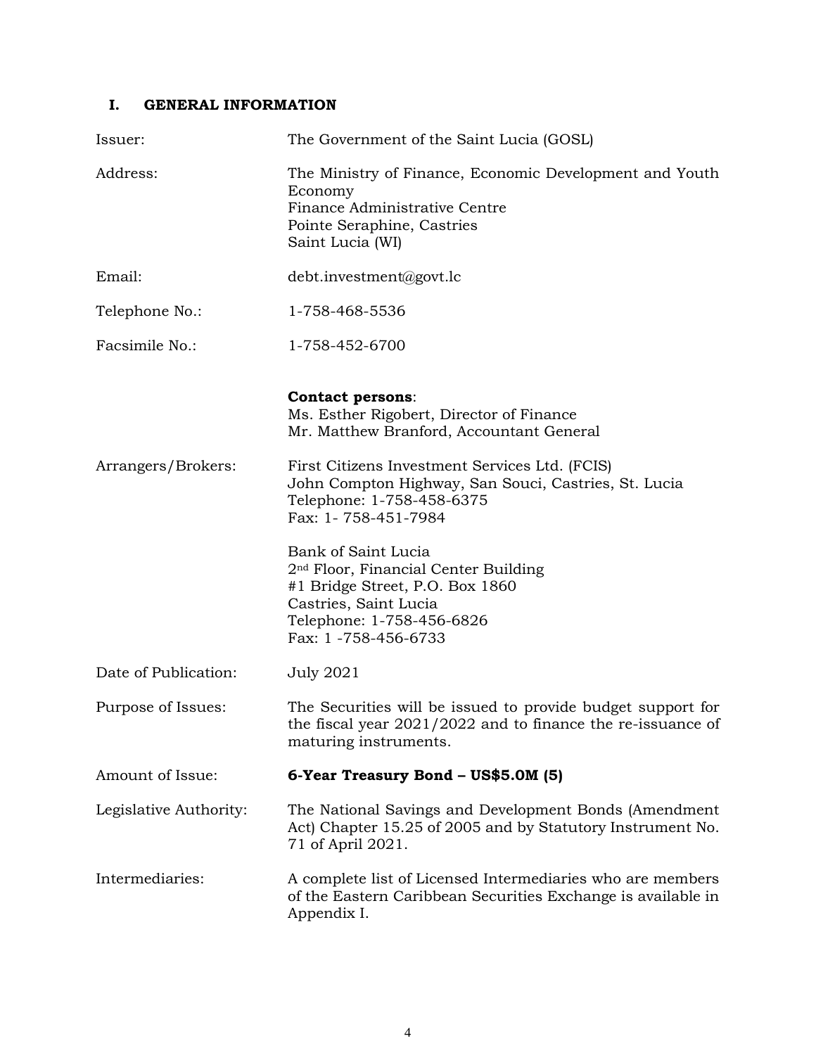## I. GENERAL INFORMATION

| | |
|---|---|
| Issuer: | The Government of the Saint Lucia (GOSL) |
| Address: | The Ministry of Finance, Economic Development and Youth Economy<br>Finance Administrative Centre<br>Pointe Seraphine, Castries<br>Saint Lucia (WI) |
| Email: | debt.investment@govt.lc |
| Telephone No.: | 1-758-468-5536 |
| Facsimile No.: | 1-758-452-6700 |
| | **Contact persons**:<br>Ms. Esther Rigobert, Director of Finance<br>Mr. Matthew Branford, Accountant General |
| Arrangers/Brokers: | First Citizens Investment Services Ltd. (FCIS)<br>John Compton Highway, San Souci, Castries, St. Lucia<br>Telephone: 1-758-458-6375<br>Fax: 1- 758-451-7984<br><br>Bank of Saint Lucia<br>2nd Floor, Financial Center Building<br>#1 Bridge Street, P.O. Box 1860<br>Castries, Saint Lucia<br>Telephone: 1-758-456-6826<br>Fax: 1 -758-456-6733 |
| Date of Publication: | July 2021 |
| Purpose of Issues: | The Securities will be issued to provide budget support for the fiscal year 2021/2022 and to finance the re-issuance of maturing instruments. |
| Amount of Issue: | **6-Year Treasury Bond – US$5.0M (5)** |
| Legislative Authority: | The National Savings and Development Bonds (Amendment Act) Chapter 15.25 of 2005 and by Statutory Instrument No. 71 of April 2021. |
| Intermediaries: | A complete list of Licensed Intermediaries who are members of the Eastern Caribbean Securities Exchange is available in Appendix I. |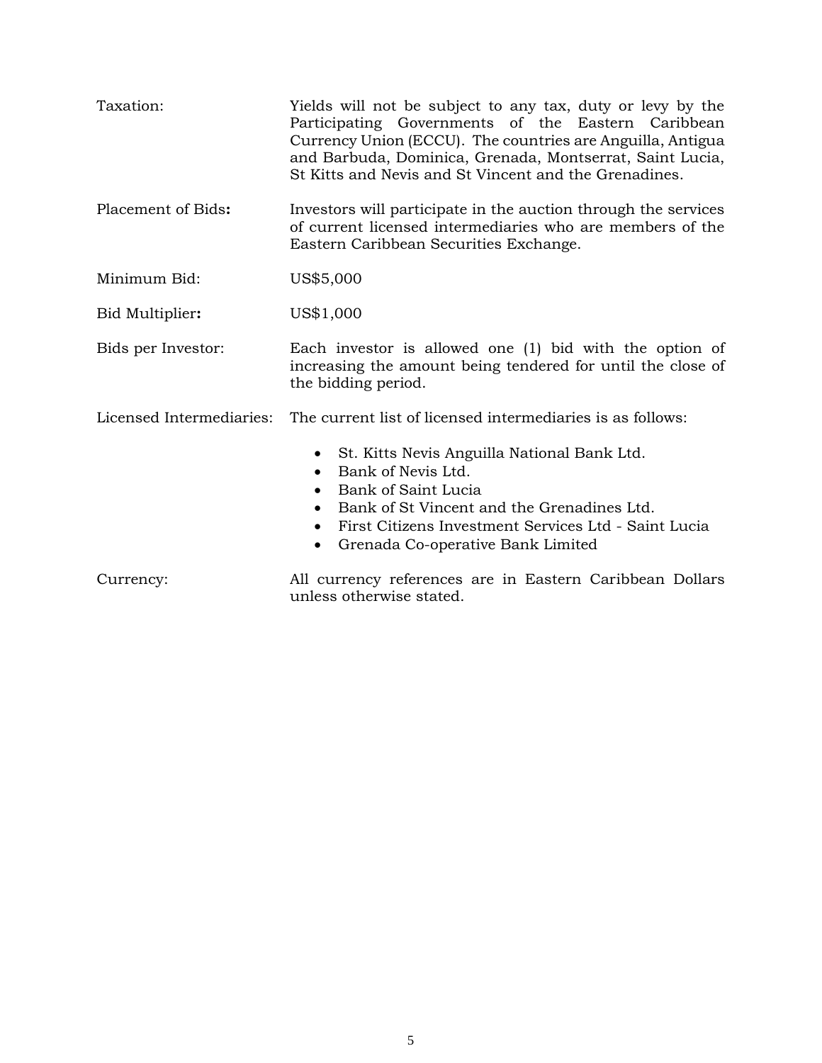Taxation: Yields will not be subject to any tax, duty or levy by the Participating Governments of the Eastern Caribbean Currency Union (ECCU). The countries are Anguilla, Antigua and Barbuda, Dominica, Grenada, Montserrat, Saint Lucia, St Kitts and Nevis and St Vincent and the Grenadines.

Placement of Bids**:** Investors will participate in the auction through the services of current licensed intermediaries who are members of the Eastern Caribbean Securities Exchange.

Minimum Bid: US$5,000

Bid Multiplier**:** US$1,000

Bids per Investor: Each investor is allowed one (1) bid with the option of increasing the amount being tendered for until the close of the bidding period.

Licensed Intermediaries: The current list of licensed intermediaries is as follows:

- St. Kitts Nevis Anguilla National Bank Ltd.
- Bank of Nevis Ltd.
- Bank of Saint Lucia
- Bank of St Vincent and the Grenadines Ltd.
- First Citizens Investment Services Ltd - Saint Lucia
- Grenada Co-operative Bank Limited

Currency: All currency references are in Eastern Caribbean Dollars unless otherwise stated.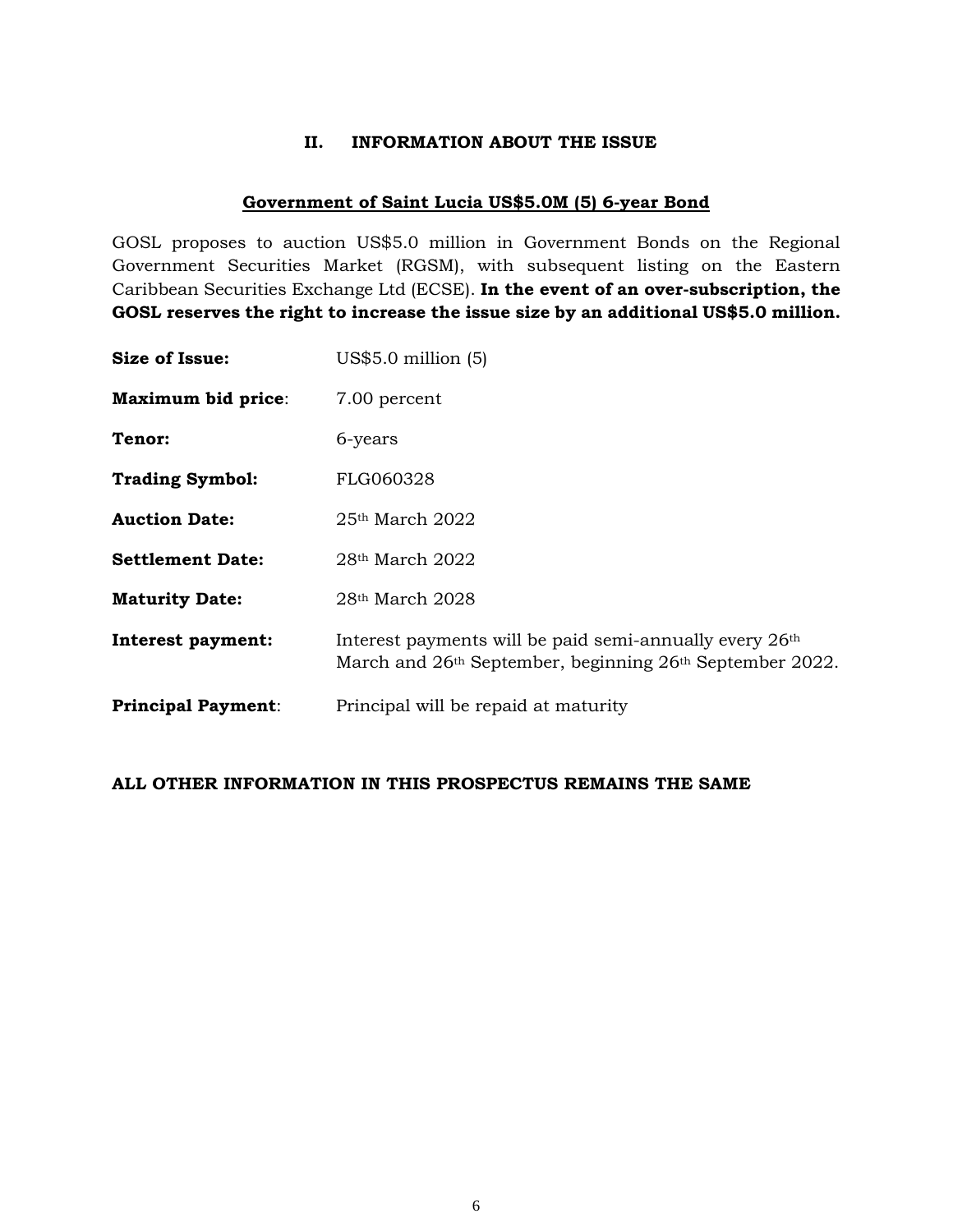## II. INFORMATION ABOUT THE ISSUE

**Government of Saint Lucia US$5.0M (5) 6-year Bond**

GOSL proposes to auction US$5.0 million in Government Bonds on the Regional Government Securities Market (RGSM), with subsequent listing on the Eastern Caribbean Securities Exchange Ltd (ECSE). **In the event of an over-subscription, the GOSL reserves the right to increase the issue size by an additional US$5.0 million.**

| | |
|---|---|
| **Size of Issue:** | US$5.0 million (5) |
| **Maximum bid price**: | 7.00 percent |
| **Tenor:** | 6-years |
| **Trading Symbol:** | FLG060328 |
| **Auction Date:** | 25th March 2022 |
| **Settlement Date:** | 28th March 2022 |
| **Maturity Date:** | 28th March 2028 |
| **Interest payment:** | Interest payments will be paid semi-annually every 26th March and 26th September, beginning 26th September 2022. |
| **Principal Payment**: | Principal will be repaid at maturity |

**ALL OTHER INFORMATION IN THIS PROSPECTUS REMAINS THE SAME**